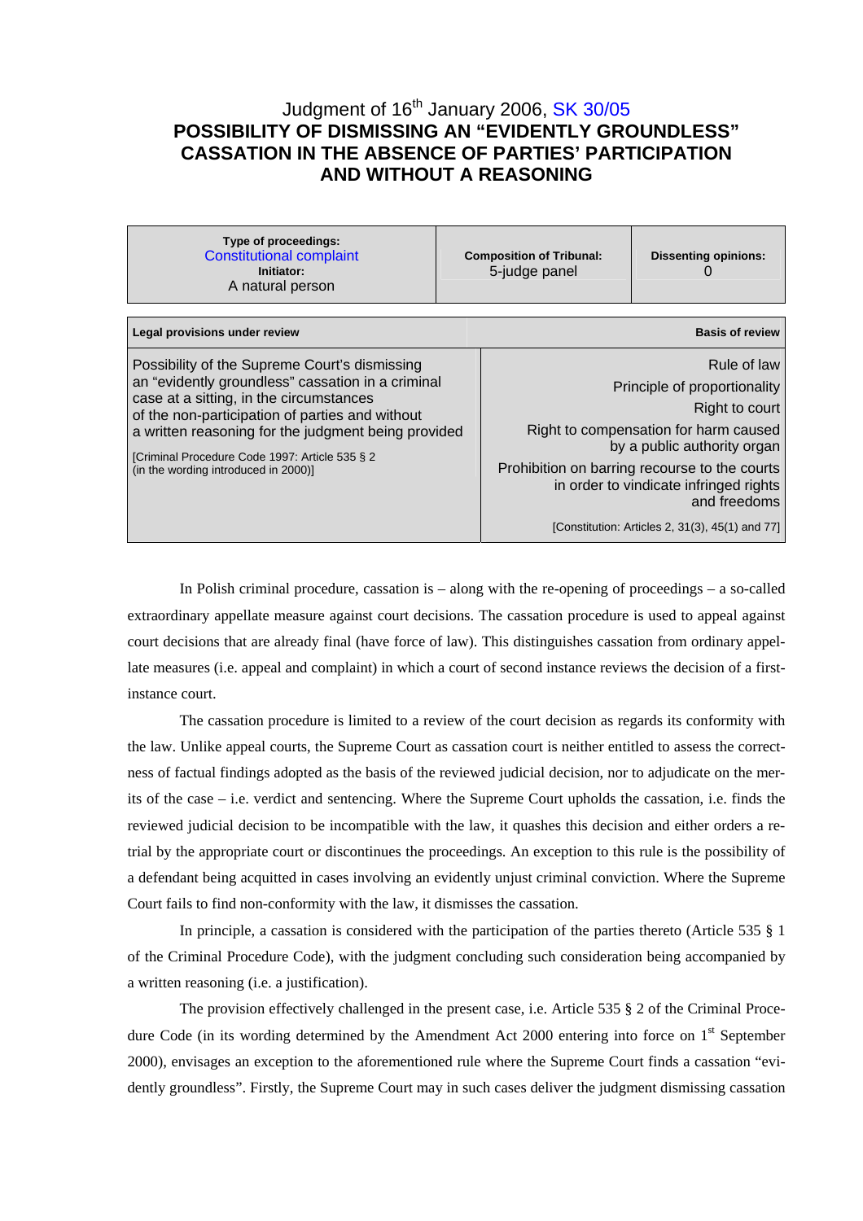# Judgment of 16th January 2006, SK 30/05

## POSSIBILITY OF DISMISSING AN "EVIDENTLY GROUNDLESS" CASSATION IN THE ABSENCE OF PARTIES' PARTICIPATION AND WITHOUT A REASONING

| Type of proceedings: Constitutional complaint<br>Initiator: A natural person | Composition of Tribunal: 5-judge panel | Dissenting opinions: 0 |
|---|---|---|

| Legal provisions under review | Basis of review |
|---|---|
| Possibility of the Supreme Court's dismissing an "evidently groundless" cassation in a criminal case at a sitting, in the circumstances of the non-participation of parties and without a written reasoning for the judgment being provided<br><br>[Criminal Procedure Code 1997: Article 535 § 2 (in the wording introduced in 2000)] | Rule of law<br>Principle of proportionality<br>Right to court<br>Right to compensation for harm caused by a public authority organ<br>Prohibition on barring recourse to the courts in order to vindicate infringed rights and freedoms<br><br>[Constitution: Articles 2, 31(3), 45(1) and 77] |

In Polish criminal procedure, cassation is – along with the re-opening of proceedings – a so-called extraordinary appellate measure against court decisions. The cassation procedure is used to appeal against court decisions that are already final (have force of law). This distinguishes cassation from ordinary appellate measures (i.e. appeal and complaint) in which a court of second instance reviews the decision of a first-instance court.

The cassation procedure is limited to a review of the court decision as regards its conformity with the law. Unlike appeal courts, the Supreme Court as cassation court is neither entitled to assess the correctness of factual findings adopted as the basis of the reviewed judicial decision, nor to adjudicate on the merits of the case – i.e. verdict and sentencing. Where the Supreme Court upholds the cassation, i.e. finds the reviewed judicial decision to be incompatible with the law, it quashes this decision and either orders a retrial by the appropriate court or discontinues the proceedings. An exception to this rule is the possibility of a defendant being acquitted in cases involving an evidently unjust criminal conviction. Where the Supreme Court fails to find non-conformity with the law, it dismisses the cassation.

In principle, a cassation is considered with the participation of the parties thereto (Article 535 § 1 of the Criminal Procedure Code), with the judgment concluding such consideration being accompanied by a written reasoning (i.e. a justification).

The provision effectively challenged in the present case, i.e. Article 535 § 2 of the Criminal Procedure Code (in its wording determined by the Amendment Act 2000 entering into force on 1st September 2000), envisages an exception to the aforementioned rule where the Supreme Court finds a cassation "evidently groundless". Firstly, the Supreme Court may in such cases deliver the judgment dismissing cassation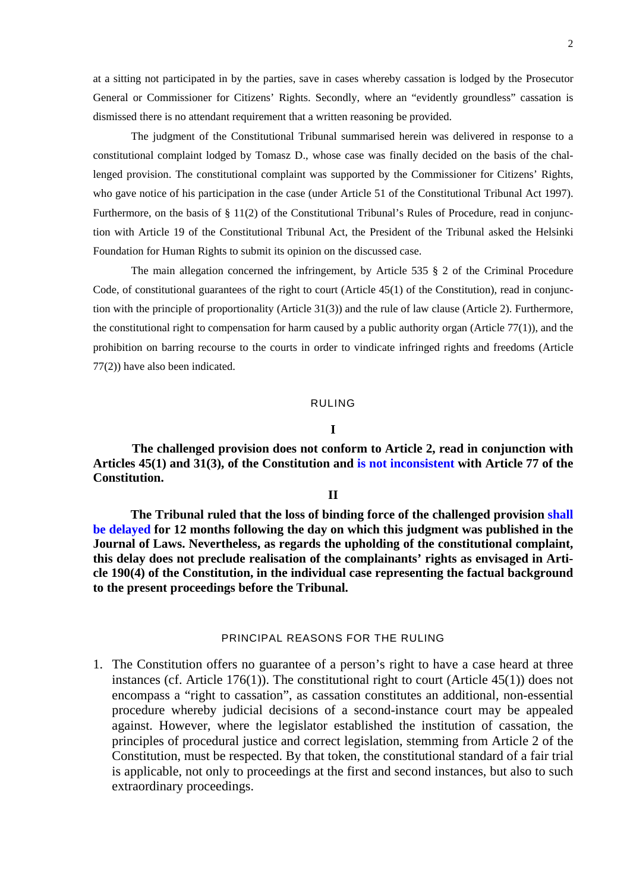at a sitting not participated in by the parties, save in cases whereby cassation is lodged by the Prosecutor General or Commissioner for Citizens' Rights. Secondly, where an "evidently groundless" cassation is dismissed there is no attendant requirement that a written reasoning be provided.

The judgment of the Constitutional Tribunal summarised herein was delivered in response to a constitutional complaint lodged by Tomasz D., whose case was finally decided on the basis of the challenged provision. The constitutional complaint was supported by the Commissioner for Citizens' Rights, who gave notice of his participation in the case (under Article 51 of the Constitutional Tribunal Act 1997). Furthermore, on the basis of § 11(2) of the Constitutional Tribunal's Rules of Procedure, read in conjunction with Article 19 of the Constitutional Tribunal Act, the President of the Tribunal asked the Helsinki Foundation for Human Rights to submit its opinion on the discussed case.

The main allegation concerned the infringement, by Article 535 § 2 of the Criminal Procedure Code, of constitutional guarantees of the right to court (Article 45(1) of the Constitution), read in conjunction with the principle of proportionality (Article 31(3)) and the rule of law clause (Article 2). Furthermore, the constitutional right to compensation for harm caused by a public authority organ (Article 77(1)), and the prohibition on barring recourse to the courts in order to vindicate infringed rights and freedoms (Article 77(2)) have also been indicated.

## RULING

### I

**The challenged provision does not conform to Article 2, read in conjunction with Articles 45(1) and 31(3), of the Constitution and is not inconsistent with Article 77 of the Constitution.**

### II

**The Tribunal ruled that the loss of binding force of the challenged provision shall be delayed for 12 months following the day on which this judgment was published in the Journal of Laws. Nevertheless, as regards the upholding of the constitutional complaint, this delay does not preclude realisation of the complainants' rights as envisaged in Article 190(4) of the Constitution, in the individual case representing the factual background to the present proceedings before the Tribunal.**

## PRINCIPAL REASONS FOR THE RULING

1. The Constitution offers no guarantee of a person's right to have a case heard at three instances (cf. Article 176(1)). The constitutional right to court (Article 45(1)) does not encompass a "right to cassation", as cassation constitutes an additional, non-essential procedure whereby judicial decisions of a second-instance court may be appealed against. However, where the legislator established the institution of cassation, the principles of procedural justice and correct legislation, stemming from Article 2 of the Constitution, must be respected. By that token, the constitutional standard of a fair trial is applicable, not only to proceedings at the first and second instances, but also to such extraordinary proceedings.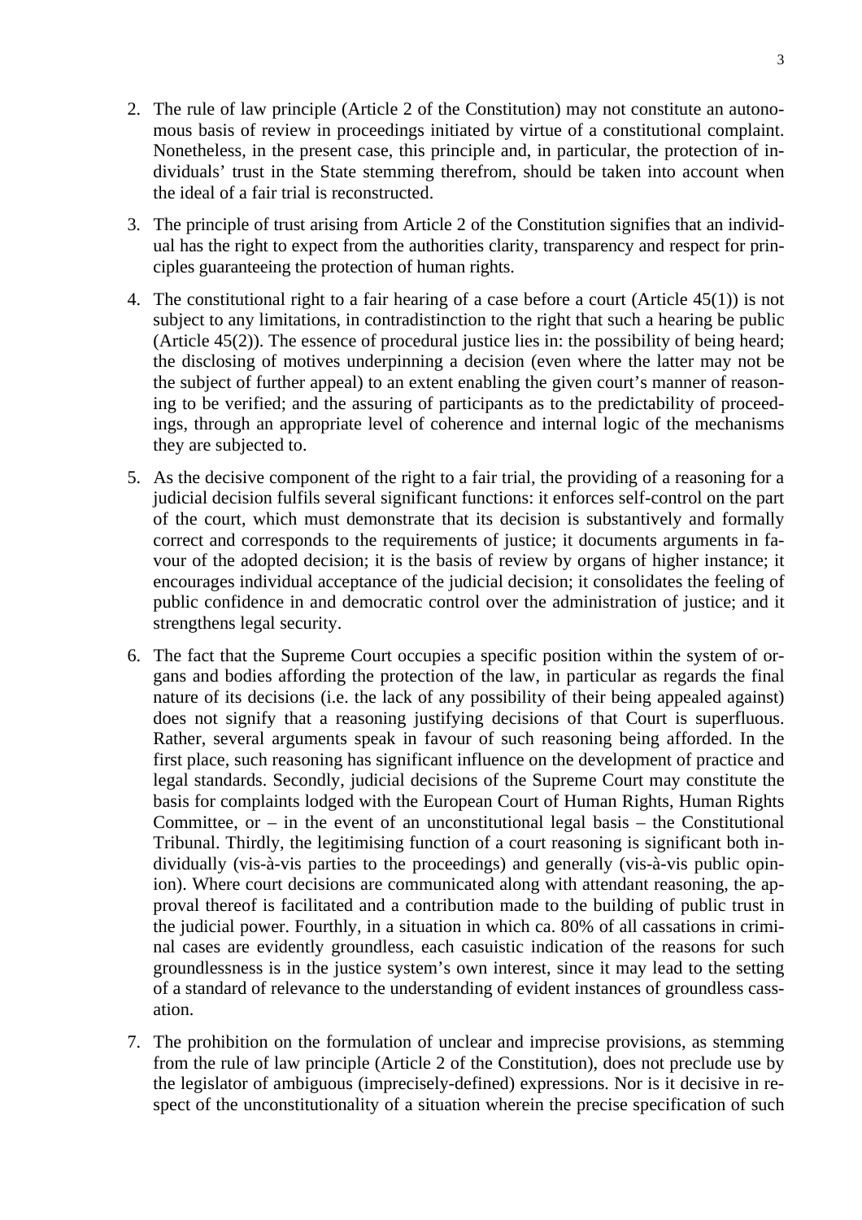2. The rule of law principle (Article 2 of the Constitution) may not constitute an autonomous basis of review in proceedings initiated by virtue of a constitutional complaint. Nonetheless, in the present case, this principle and, in particular, the protection of individuals' trust in the State stemming therefrom, should be taken into account when the ideal of a fair trial is reconstructed.

3. The principle of trust arising from Article 2 of the Constitution signifies that an individual has the right to expect from the authorities clarity, transparency and respect for principles guaranteeing the protection of human rights.

4. The constitutional right to a fair hearing of a case before a court (Article 45(1)) is not subject to any limitations, in contradistinction to the right that such a hearing be public (Article 45(2)). The essence of procedural justice lies in: the possibility of being heard; the disclosing of motives underpinning a decision (even where the latter may not be the subject of further appeal) to an extent enabling the given court's manner of reasoning to be verified; and the assuring of participants as to the predictability of proceedings, through an appropriate level of coherence and internal logic of the mechanisms they are subjected to.

5. As the decisive component of the right to a fair trial, the providing of a reasoning for a judicial decision fulfils several significant functions: it enforces self-control on the part of the court, which must demonstrate that its decision is substantively and formally correct and corresponds to the requirements of justice; it documents arguments in favour of the adopted decision; it is the basis of review by organs of higher instance; it encourages individual acceptance of the judicial decision; it consolidates the feeling of public confidence in and democratic control over the administration of justice; and it strengthens legal security.

6. The fact that the Supreme Court occupies a specific position within the system of organs and bodies affording the protection of the law, in particular as regards the final nature of its decisions (i.e. the lack of any possibility of their being appealed against) does not signify that a reasoning justifying decisions of that Court is superfluous. Rather, several arguments speak in favour of such reasoning being afforded. In the first place, such reasoning has significant influence on the development of practice and legal standards. Secondly, judicial decisions of the Supreme Court may constitute the basis for complaints lodged with the European Court of Human Rights, Human Rights Committee, or – in the event of an unconstitutional legal basis – the Constitutional Tribunal. Thirdly, the legitimising function of a court reasoning is significant both individually (vis-à-vis parties to the proceedings) and generally (vis-à-vis public opinion). Where court decisions are communicated along with attendant reasoning, the approval thereof is facilitated and a contribution made to the building of public trust in the judicial power. Fourthly, in a situation in which ca. 80% of all cassations in criminal cases are evidently groundless, each casuistic indication of the reasons for such groundlessness is in the justice system's own interest, since it may lead to the setting of a standard of relevance to the understanding of evident instances of groundless cassation.

7. The prohibition on the formulation of unclear and imprecise provisions, as stemming from the rule of law principle (Article 2 of the Constitution), does not preclude use by the legislator of ambiguous (imprecisely-defined) expressions. Nor is it decisive in respect of the unconstitutionality of a situation wherein the precise specification of such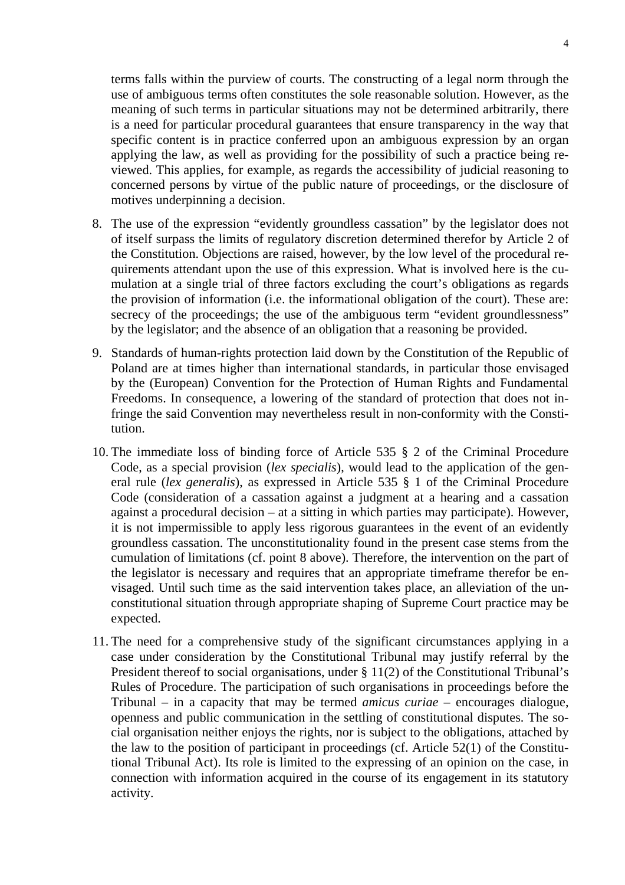terms falls within the purview of courts. The constructing of a legal norm through the use of ambiguous terms often constitutes the sole reasonable solution. However, as the meaning of such terms in particular situations may not be determined arbitrarily, there is a need for particular procedural guarantees that ensure transparency in the way that specific content is in practice conferred upon an ambiguous expression by an organ applying the law, as well as providing for the possibility of such a practice being reviewed. This applies, for example, as regards the accessibility of judicial reasoning to concerned persons by virtue of the public nature of proceedings, or the disclosure of motives underpinning a decision.

8. The use of the expression "evidently groundless cassation" by the legislator does not of itself surpass the limits of regulatory discretion determined therefor by Article 2 of the Constitution. Objections are raised, however, by the low level of the procedural requirements attendant upon the use of this expression. What is involved here is the cumulation at a single trial of three factors excluding the court's obligations as regards the provision of information (i.e. the informational obligation of the court). These are: secrecy of the proceedings; the use of the ambiguous term "evident groundlessness" by the legislator; and the absence of an obligation that a reasoning be provided.

9. Standards of human-rights protection laid down by the Constitution of the Republic of Poland are at times higher than international standards, in particular those envisaged by the (European) Convention for the Protection of Human Rights and Fundamental Freedoms. In consequence, a lowering of the standard of protection that does not infringe the said Convention may nevertheless result in non-conformity with the Constitution.

10. The immediate loss of binding force of Article 535 § 2 of the Criminal Procedure Code, as a special provision (*lex specialis*), would lead to the application of the general rule (*lex generalis*), as expressed in Article 535 § 1 of the Criminal Procedure Code (consideration of a cassation against a judgment at a hearing and a cassation against a procedural decision – at a sitting in which parties may participate). However, it is not impermissible to apply less rigorous guarantees in the event of an evidently groundless cassation. The unconstitutionality found in the present case stems from the cumulation of limitations (cf. point 8 above). Therefore, the intervention on the part of the legislator is necessary and requires that an appropriate timeframe therefor be envisaged. Until such time as the said intervention takes place, an alleviation of the unconstitutional situation through appropriate shaping of Supreme Court practice may be expected.

11. The need for a comprehensive study of the significant circumstances applying in a case under consideration by the Constitutional Tribunal may justify referral by the President thereof to social organisations, under § 11(2) of the Constitutional Tribunal's Rules of Procedure. The participation of such organisations in proceedings before the Tribunal – in a capacity that may be termed *amicus curiae* – encourages dialogue, openness and public communication in the settling of constitutional disputes. The social organisation neither enjoys the rights, nor is subject to the obligations, attached by the law to the position of participant in proceedings (cf. Article 52(1) of the Constitutional Tribunal Act). Its role is limited to the expressing of an opinion on the case, in connection with information acquired in the course of its engagement in its statutory activity.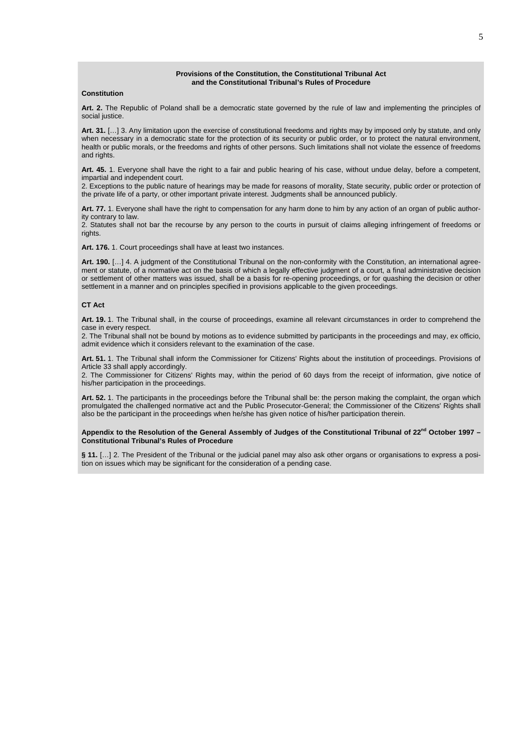**Provisions of the Constitution, the Constitutional Tribunal Act and the Constitutional Tribunal's Rules of Procedure**

**Constitution**

**Art. 2.** The Republic of Poland shall be a democratic state governed by the rule of law and implementing the principles of social justice.

**Art. 31.** […] 3. Any limitation upon the exercise of constitutional freedoms and rights may by imposed only by statute, and only when necessary in a democratic state for the protection of its security or public order, or to protect the natural environment, health or public morals, or the freedoms and rights of other persons. Such limitations shall not violate the essence of freedoms and rights.

**Art. 45.** 1. Everyone shall have the right to a fair and public hearing of his case, without undue delay, before a competent, impartial and independent court.
2. Exceptions to the public nature of hearings may be made for reasons of morality, State security, public order or protection of the private life of a party, or other important private interest. Judgments shall be announced publicly.

**Art. 77.** 1. Everyone shall have the right to compensation for any harm done to him by any action of an organ of public authority contrary to law.
2. Statutes shall not bar the recourse by any person to the courts in pursuit of claims alleging infringement of freedoms or rights.

**Art. 176.** 1. Court proceedings shall have at least two instances.

**Art. 190.** […] 4. A judgment of the Constitutional Tribunal on the non-conformity with the Constitution, an international agreement or statute, of a normative act on the basis of which a legally effective judgment of a court, a final administrative decision or settlement of other matters was issued, shall be a basis for re-opening proceedings, or for quashing the decision or other settlement in a manner and on principles specified in provisions applicable to the given proceedings.

**CT Act**

**Art. 19.** 1. The Tribunal shall, in the course of proceedings, examine all relevant circumstances in order to comprehend the case in every respect.
2. The Tribunal shall not be bound by motions as to evidence submitted by participants in the proceedings and may, ex officio, admit evidence which it considers relevant to the examination of the case.

**Art. 51.** 1. The Tribunal shall inform the Commissioner for Citizens' Rights about the institution of proceedings. Provisions of Article 33 shall apply accordingly.
2. The Commissioner for Citizens' Rights may, within the period of 60 days from the receipt of information, give notice of his/her participation in the proceedings.

**Art. 52.** 1. The participants in the proceedings before the Tribunal shall be: the person making the complaint, the organ which promulgated the challenged normative act and the Public Prosecutor-General; the Commissioner of the Citizens' Rights shall also be the participant in the proceedings when he/she has given notice of his/her participation therein.

**Appendix to the Resolution of the General Assembly of Judges of the Constitutional Tribunal of 22nd October 1997 – Constitutional Tribunal's Rules of Procedure**

**§ 11.** […] 2. The President of the Tribunal or the judicial panel may also ask other organs or organisations to express a position on issues which may be significant for the consideration of a pending case.